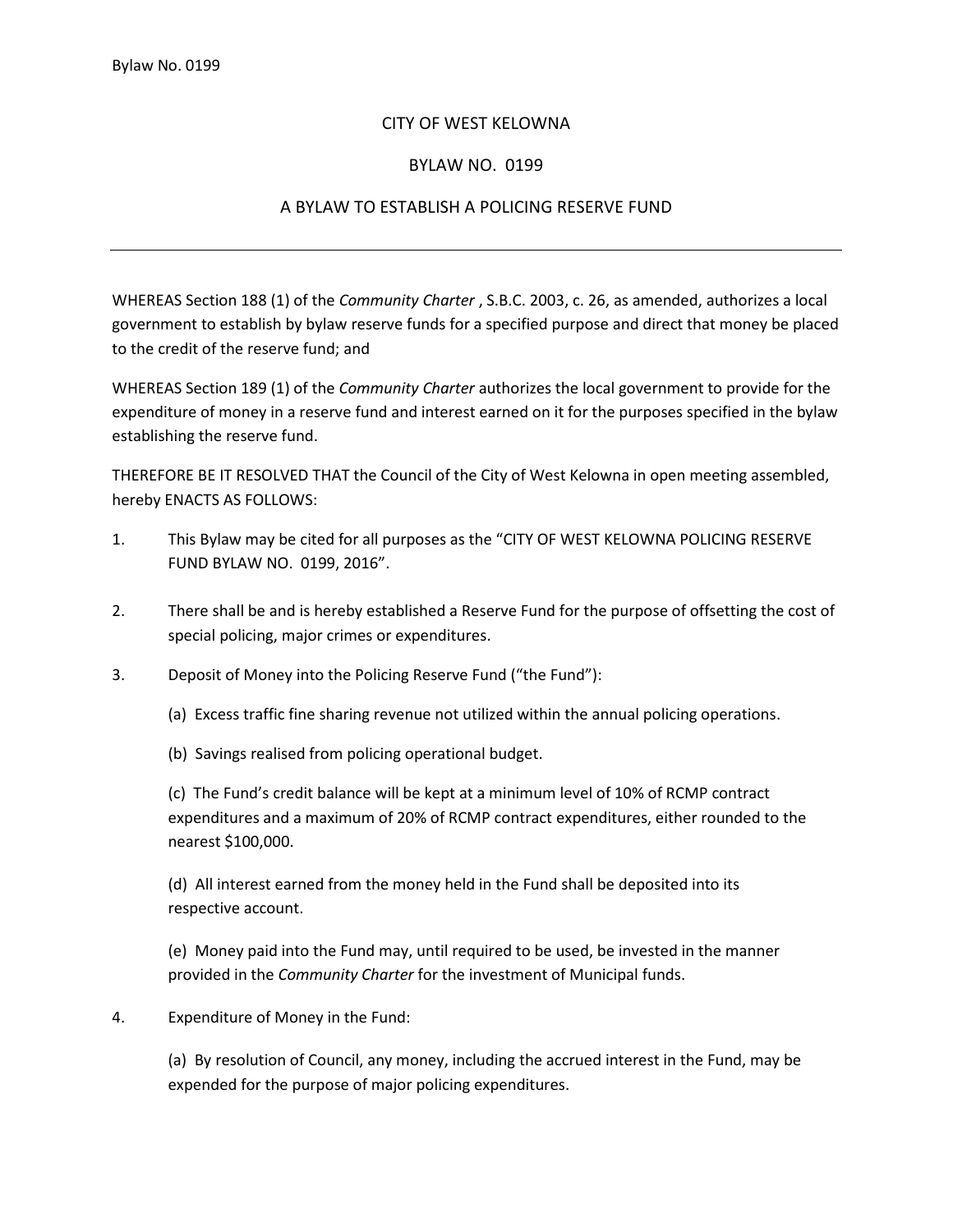# CITY OF WEST KELOWNA

## BYLAW NO. 0199

## A BYLAW TO ESTABLISH A POLICING RESERVE FUND

---

WHEREAS Section 188 (1) of the *Community Charter* , S.B.C. 2003, c. 26, as amended, authorizes a local government to establish by bylaw reserve funds for a specified purpose and direct that money be placed to the credit of the reserve fund; and

WHEREAS Section 189 (1) of the *Community Charter* authorizes the local government to provide for the expenditure of money in a reserve fund and interest earned on it for the purposes specified in the bylaw establishing the reserve fund.

THEREFORE BE IT RESOLVED THAT the Council of the City of West Kelowna in open meeting assembled, hereby ENACTS AS FOLLOWS:

1. This Bylaw may be cited for all purposes as the "CITY OF WEST KELOWNA POLICING RESERVE FUND BYLAW NO. 0199, 2016".

2. There shall be and is hereby established a Reserve Fund for the purpose of offsetting the cost of special policing, major crimes or expenditures.

3. Deposit of Money into the Policing Reserve Fund ("the Fund"):

   (a) Excess traffic fine sharing revenue not utilized within the annual policing operations.

   (b) Savings realised from policing operational budget.

   (c) The Fund's credit balance will be kept at a minimum level of 10% of RCMP contract expenditures and a maximum of 20% of RCMP contract expenditures, either rounded to the nearest $100,000.

   (d) All interest earned from the money held in the Fund shall be deposited into its respective account.

   (e) Money paid into the Fund may, until required to be used, be invested in the manner provided in the *Community Charter* for the investment of Municipal funds.

4. Expenditure of Money in the Fund:

   (a) By resolution of Council, any money, including the accrued interest in the Fund, may be expended for the purpose of major policing expenditures.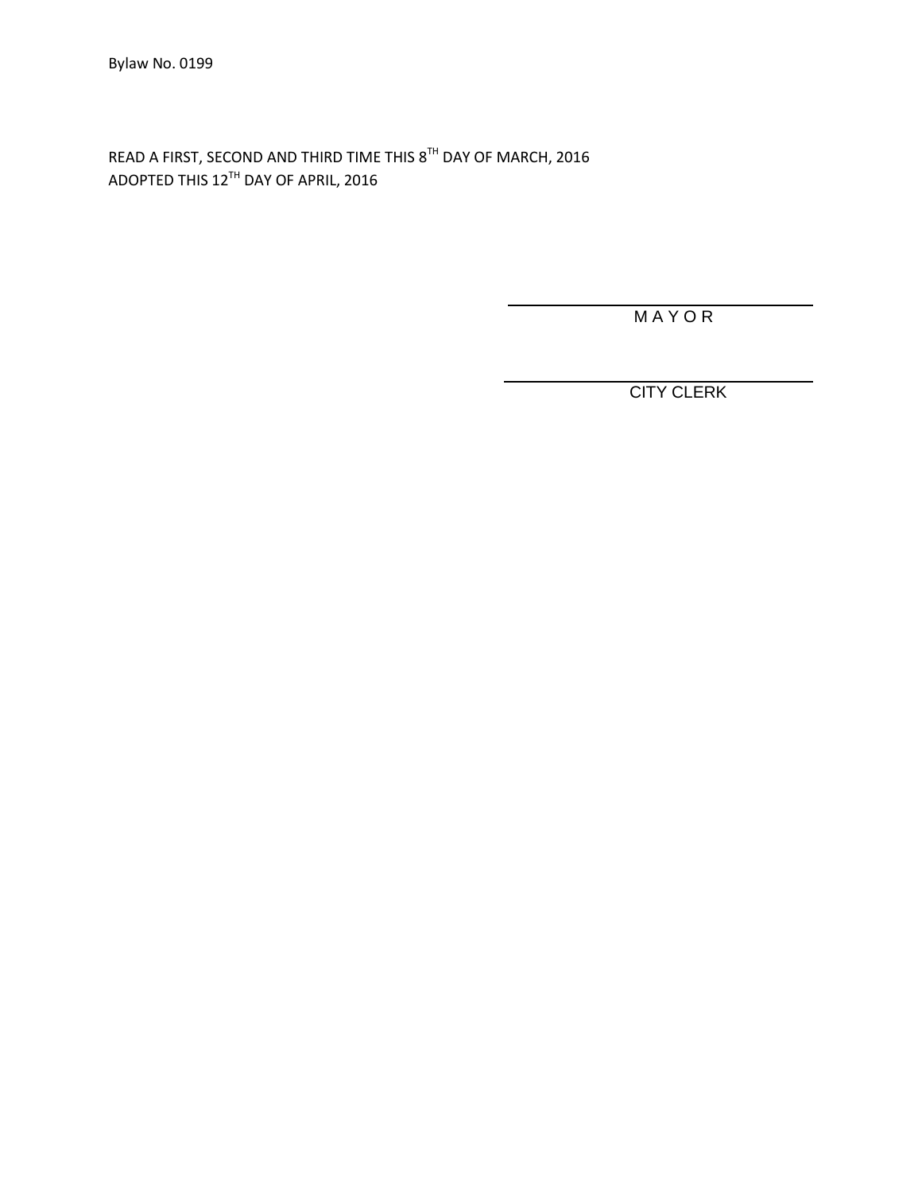Bylaw No. 0199

READ A FIRST, SECOND AND THIRD TIME THIS 8TH DAY OF MARCH, 2016
ADOPTED THIS 12TH DAY OF APRIL, 2016

\_\_\_\_\_\_\_\_\_\_\_\_\_\_\_\_\_\_\_\_\_\_\_\_\_\_\_\_\_\_
M A Y O R

\_\_\_\_\_\_\_\_\_\_\_\_\_\_\_\_\_\_\_\_\_\_\_\_\_\_\_\_\_\_
CITY CLERK